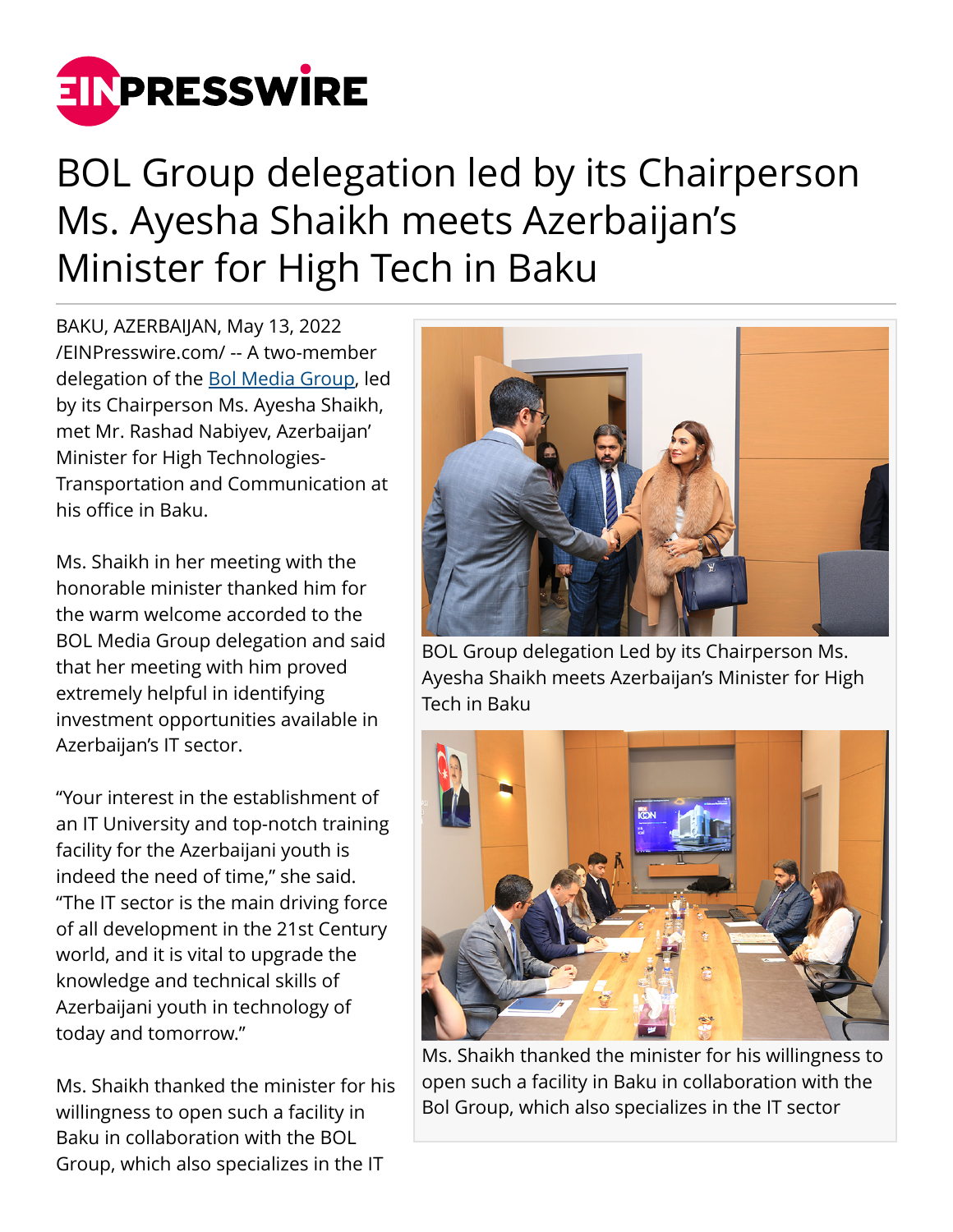# BOL Group delegation led by its Chairperson Ms. Ayesha Shaikh meets Azerbaijan's Minister for High Tech in Baku

BAKU, AZERBAIJAN, May 13, 2022 /EINPresswire.com/ -- A two-member delegation of the Bol Media Group, led by its Chairperson Ms. Ayesha Shaikh, met Mr. Rashad Nabiyev, Azerbaijan' Minister for High Technologies-Transportation and Communication at his office in Baku.

BOL Group delegation Led by its Chairperson Ms. Ayesha Shaikh meets Azerbaijan's Minister for High Tech in Baku

Ms. Shaikh in her meeting with the honorable minister thanked him for the warm welcome accorded to the BOL Media Group delegation and said that her meeting with him proved extremely helpful in identifying investment opportunities available in Azerbaijan's IT sector.

"Your interest in the establishment of an IT University and top-notch training facility for the Azerbaijani youth is indeed the need of time," she said. "The IT sector is the main driving force of all development in the 21st Century world, and it is vital to upgrade the knowledge and technical skills of Azerbaijani youth in technology of today and tomorrow."

Ms. Shaikh thanked the minister for his willingness to open such a facility in Baku in collaboration with the Bol Group, which also specializes in the IT sector

Ms. Shaikh thanked the minister for his willingness to open such a facility in Baku in collaboration with the BOL Group, which also specializes in the IT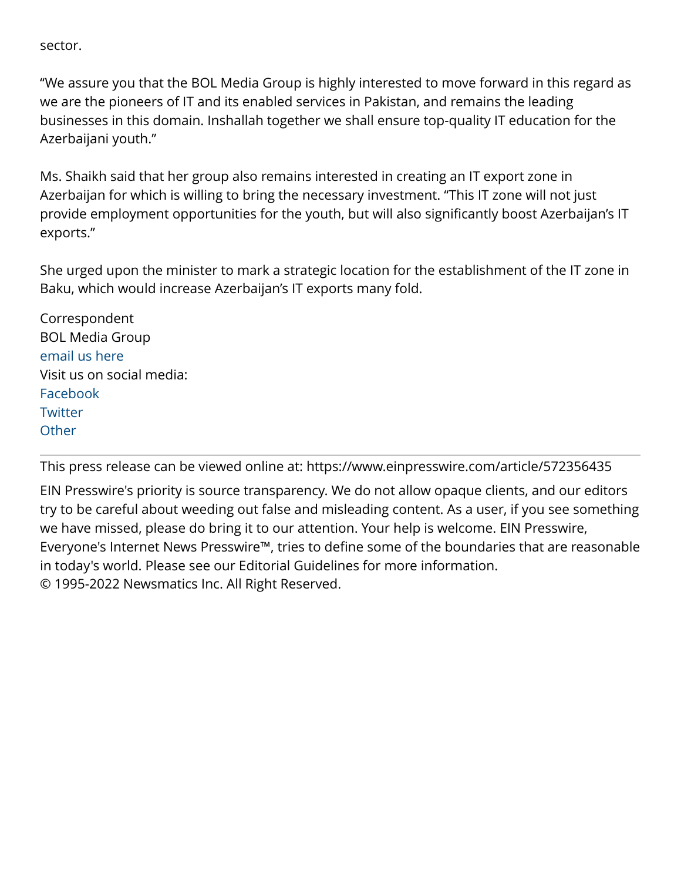sector.

“We assure you that the BOL Media Group is highly interested to move forward in this regard as we are the pioneers of IT and its enabled services in Pakistan, and remains the leading businesses in this domain. Inshallah together we shall ensure top-quality IT education for the Azerbaijani youth.”

Ms. Shaikh said that her group also remains interested in creating an IT export zone in Azerbaijan for which is willing to bring the necessary investment. “This IT zone will not just provide employment opportunities for the youth, but will also significantly boost Azerbaijan’s IT exports.”

She urged upon the minister to mark a strategic location for the establishment of the IT zone in Baku, which would increase Azerbaijan’s IT exports many fold.

Correspondent
BOL Media Group
email us here
Visit us on social media:
Facebook
Twitter
Other

---

This press release can be viewed online at: https://www.einpresswire.com/article/572356435

EIN Presswire's priority is source transparency. We do not allow opaque clients, and our editors try to be careful about weeding out false and misleading content. As a user, if you see something we have missed, please do bring it to our attention. Your help is welcome. EIN Presswire, Everyone's Internet News Presswire™, tries to define some of the boundaries that are reasonable in today's world. Please see our Editorial Guidelines for more information.
© 1995-2022 Newsmatics Inc. All Right Reserved.